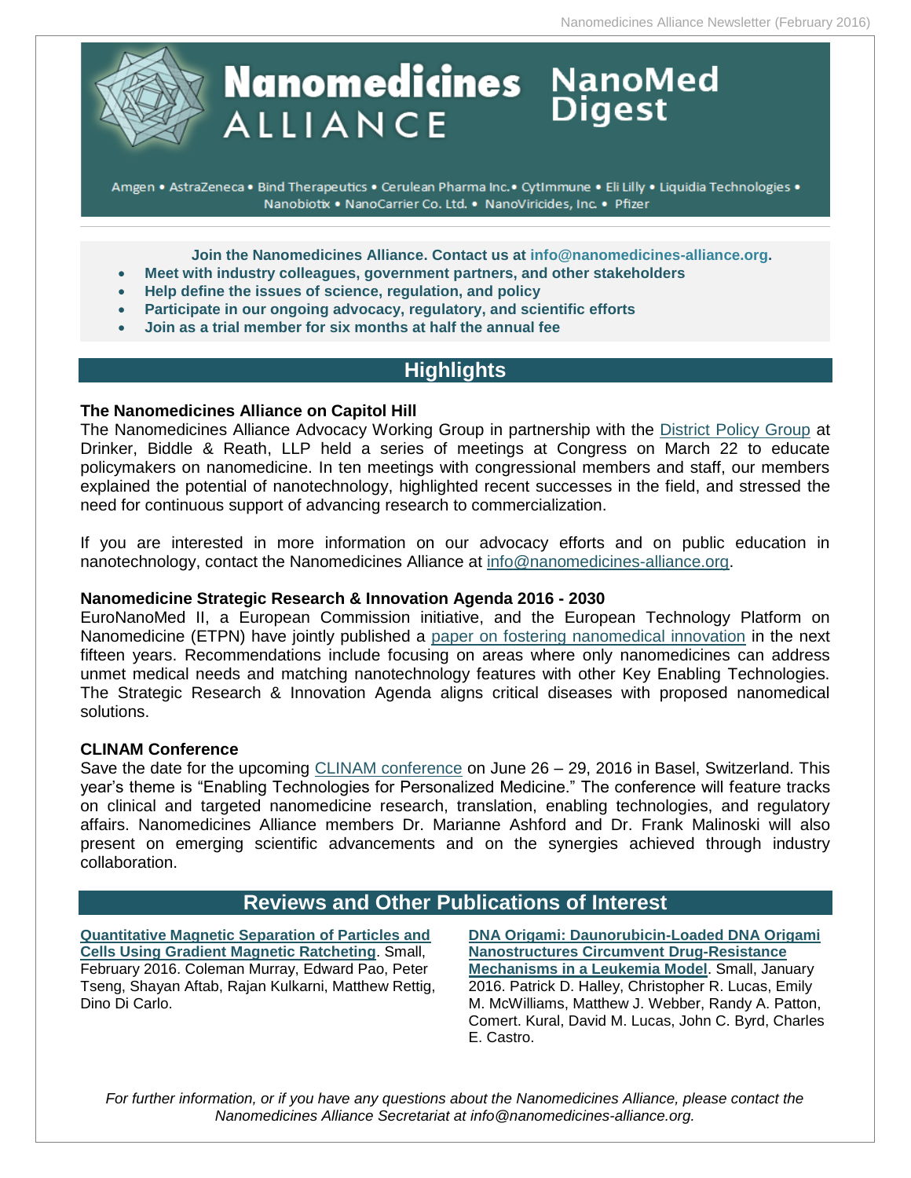# Nanomedicines ALLIANCE NanoMed Digest

Amgen • AstraZeneca • Bind Therapeutics • Cerulean Pharma Inc.• CytImmune • Eli Lilly • Liquidia Technologies • Nanobiotix • NanoCarrier Co. Ltd. • NanoViricides, Inc. • Pfizer

**Join the Nanomedicines Alliance. Contact us at info@nanomedicines-alliance.org.**

- **Meet with industry colleagues, government partners, and other stakeholders**
- **Help define the issues of science, regulation, and policy**
- **Participate in our ongoing advocacy, regulatory, and scientific efforts**
- **Join as a trial member for six months at half the annual fee**

## Highlights

### The Nanomedicines Alliance on Capitol Hill

The Nanomedicines Alliance Advocacy Working Group in partnership with the District Policy Group at Drinker, Biddle & Reath, LLP held a series of meetings at Congress on March 22 to educate policymakers on nanomedicine. In ten meetings with congressional members and staff, our members explained the potential of nanotechnology, highlighted recent successes in the field, and stressed the need for continuous support of advancing research to commercialization.

If you are interested in more information on our advocacy efforts and on public education in nanotechnology, contact the Nanomedicines Alliance at info@nanomedicines-alliance.org.

### Nanomedicine Strategic Research & Innovation Agenda 2016 - 2030

EuroNanoMed II, a European Commission initiative, and the European Technology Platform on Nanomedicine (ETPN) have jointly published a paper on fostering nanomedical innovation in the next fifteen years. Recommendations include focusing on areas where only nanomedicines can address unmet medical needs and matching nanotechnology features with other Key Enabling Technologies. The Strategic Research & Innovation Agenda aligns critical diseases with proposed nanomedical solutions.

### CLINAM Conference

Save the date for the upcoming CLINAM conference on June 26 – 29, 2016 in Basel, Switzerland. This year's theme is "Enabling Technologies for Personalized Medicine." The conference will feature tracks on clinical and targeted nanomedicine research, translation, enabling technologies, and regulatory affairs. Nanomedicines Alliance members Dr. Marianne Ashford and Dr. Frank Malinoski will also present on emerging scientific advancements and on the synergies achieved through industry collaboration.

## Reviews and Other Publications of Interest

**Quantitative Magnetic Separation of Particles and Cells Using Gradient Magnetic Ratcheting**. Small, February 2016. Coleman Murray, Edward Pao, Peter Tseng, Shayan Aftab, Rajan Kulkarni, Matthew Rettig, Dino Di Carlo.

**DNA Origami: Daunorubicin-Loaded DNA Origami Nanostructures Circumvent Drug-Resistance Mechanisms in a Leukemia Model**. Small, January 2016. Patrick D. Halley, Christopher R. Lucas, Emily M. McWilliams, Matthew J. Webber, Randy A. Patton, Comert. Kural, David M. Lucas, John C. Byrd, Charles E. Castro.

*For further information, or if you have any questions about the Nanomedicines Alliance, please contact the Nanomedicines Alliance Secretariat at info@nanomedicines-alliance.org.*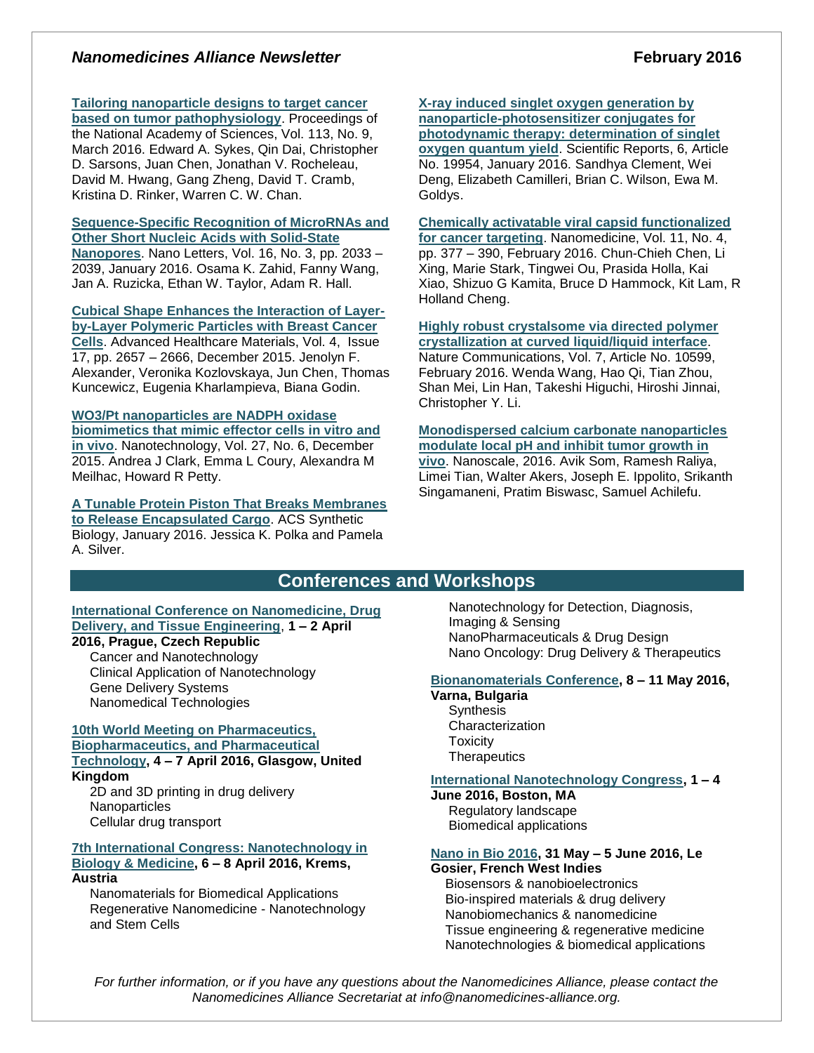**Tailoring nanoparticle designs to target cancer based on tumor pathophysiology**. Proceedings of the National Academy of Sciences, Vol. 113, No. 9, March 2016. Edward A. Sykes, Qin Dai, Christopher D. Sarsons, Juan Chen, Jonathan V. Rocheleau, David M. Hwang, Gang Zheng, David T. Cramb, Kristina D. Rinker, Warren C. W. Chan.

**Sequence-Specific Recognition of MicroRNAs and Other Short Nucleic Acids with Solid-State Nanopores**. Nano Letters, Vol. 16, No. 3, pp. 2033 – 2039, January 2016. Osama K. Zahid, Fanny Wang, Jan A. Ruzicka, Ethan W. Taylor, Adam R. Hall.

**Cubical Shape Enhances the Interaction of Layer-by-Layer Polymeric Particles with Breast Cancer Cells**. Advanced Healthcare Materials, Vol. 4, Issue 17, pp. 2657 – 2666, December 2015. Jenolyn F. Alexander, Veronika Kozlovskaya, Jun Chen, Thomas Kuncewicz, Eugenia Kharlampieva, Biana Godin.

**WO3/Pt nanoparticles are NADPH oxidase biomimetics that mimic effector cells in vitro and in vivo**. Nanotechnology, Vol. 27, No. 6, December 2015. Andrea J Clark, Emma L Coury, Alexandra M Meilhac, Howard R Petty.

**A Tunable Protein Piston That Breaks Membranes to Release Encapsulated Cargo**. ACS Synthetic Biology, January 2016. Jessica K. Polka and Pamela A. Silver.

**X-ray induced singlet oxygen generation by nanoparticle-photosensitizer conjugates for photodynamic therapy: determination of singlet oxygen quantum yield**. Scientific Reports, 6, Article No. 19954, January 2016. Sandhya Clement, Wei Deng, Elizabeth Camilleri, Brian C. Wilson, Ewa M. Goldys.

**Chemically activatable viral capsid functionalized for cancer targeting**. Nanomedicine, Vol. 11, No. 4, pp. 377 – 390, February 2016. Chun-Chieh Chen, Li Xing, Marie Stark, Tingwei Ou, Prasida Holla, Kai Xiao, Shizuo G Kamita, Bruce D Hammock, Kit Lam, R Holland Cheng.

**Highly robust crystalsome via directed polymer crystallization at curved liquid/liquid interface**. Nature Communications, Vol. 7, Article No. 10599, February 2016. Wenda Wang, Hao Qi, Tian Zhou, Shan Mei, Lin Han, Takeshi Higuchi, Hiroshi Jinnai, Christopher Y. Li.

**Monodispersed calcium carbonate nanoparticles modulate local pH and inhibit tumor growth in vivo**. Nanoscale, 2016. Avik Som, Ramesh Raliya, Limei Tian, Walter Akers, Joseph E. Ippolito, Srikanth Singamaneni, Pratim Biswasc, Samuel Achilefu.

## Conferences and Workshops

**International Conference on Nanomedicine, Drug Delivery, and Tissue Engineering, 1 – 2 April 2016, Prague, Czech Republic**
- Cancer and Nanotechnology
- Clinical Application of Nanotechnology
- Gene Delivery Systems
- Nanomedical Technologies

**10th World Meeting on Pharmaceutics, Biopharmaceutics, and Pharmaceutical Technology, 4 – 7 April 2016, Glasgow, United Kingdom**
- 2D and 3D printing in drug delivery
- Nanoparticles
- Cellular drug transport

**7th International Congress: Nanotechnology in Biology & Medicine, 6 – 8 April 2016, Krems, Austria**
- Nanomaterials for Biomedical Applications
- Regenerative Nanomedicine - Nanotechnology and Stem Cells
- Nanotechnology for Detection, Diagnosis, Imaging & Sensing
- NanoPharmaceuticals & Drug Design
- Nano Oncology: Drug Delivery & Therapeutics

**Bionanomaterials Conference, 8 – 11 May 2016, Varna, Bulgaria**
- Synthesis
- Characterization
- Toxicity
- Therapeutics

**International Nanotechnology Congress, 1 – 4 June 2016, Boston, MA**
- Regulatory landscape
- Biomedical applications

**Nano in Bio 2016, 31 May – 5 June 2016, Le Gosier, French West Indies**
- Biosensors & nanobioelectronics
- Bio-inspired materials & drug delivery
- Nanobiomechanics & nanomedicine
- Tissue engineering & regenerative medicine
- Nanotechnologies & biomedical applications

*For further information, or if you have any questions about the Nanomedicines Alliance, please contact the Nanomedicines Alliance Secretariat at info@nanomedicines-alliance.org.*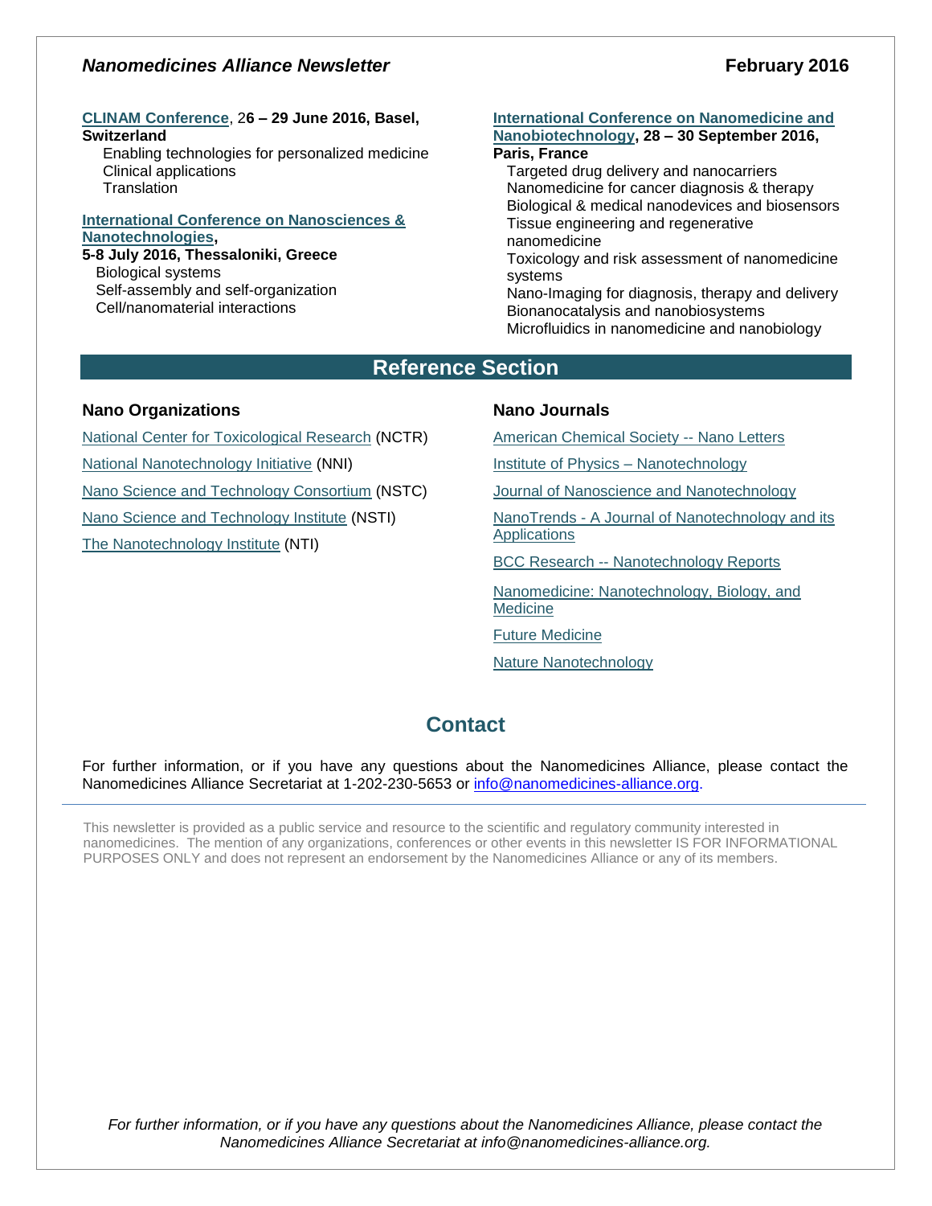**CLINAM Conference, 26 – 29 June 2016, Basel, Switzerland**

- Enabling technologies for personalized medicine
- Clinical applications
- Translation

**International Conference on Nanosciences & Nanotechnologies,**
**5-8 July 2016, Thessaloniki, Greece**

- Biological systems
- Self-assembly and self-organization
- Cell/nanomaterial interactions

**International Conference on Nanomedicine and Nanobiotechnology, 28 – 30 September 2016, Paris, France**

- Targeted drug delivery and nanocarriers
- Nanomedicine for cancer diagnosis & therapy
- Biological & medical nanodevices and biosensors
- Tissue engineering and regenerative nanomedicine
- Toxicology and risk assessment of nanomedicine systems
- Nano-Imaging for diagnosis, therapy and delivery
- Bionanocatalysis and nanobiosystems
- Microfluidics in nanomedicine and nanobiology

## Reference Section

### Nano Organizations

National Center for Toxicological Research (NCTR)

National Nanotechnology Initiative (NNI)

Nano Science and Technology Consortium (NSTC)

Nano Science and Technology Institute (NSTI)

The Nanotechnology Institute (NTI)

### Nano Journals

American Chemical Society -- Nano Letters

Institute of Physics – Nanotechnology

Journal of Nanoscience and Nanotechnology

NanoTrends - A Journal of Nanotechnology and its Applications

BCC Research -- Nanotechnology Reports

Nanomedicine: Nanotechnology, Biology, and Medicine

Future Medicine

Nature Nanotechnology

## Contact

For further information, or if you have any questions about the Nanomedicines Alliance, please contact the Nanomedicines Alliance Secretariat at 1-202-230-5653 or info@nanomedicines-alliance.org.

This newsletter is provided as a public service and resource to the scientific and regulatory community interested in nanomedicines. The mention of any organizations, conferences or other events in this newsletter IS FOR INFORMATIONAL PURPOSES ONLY and does not represent an endorsement by the Nanomedicines Alliance or any of its members.